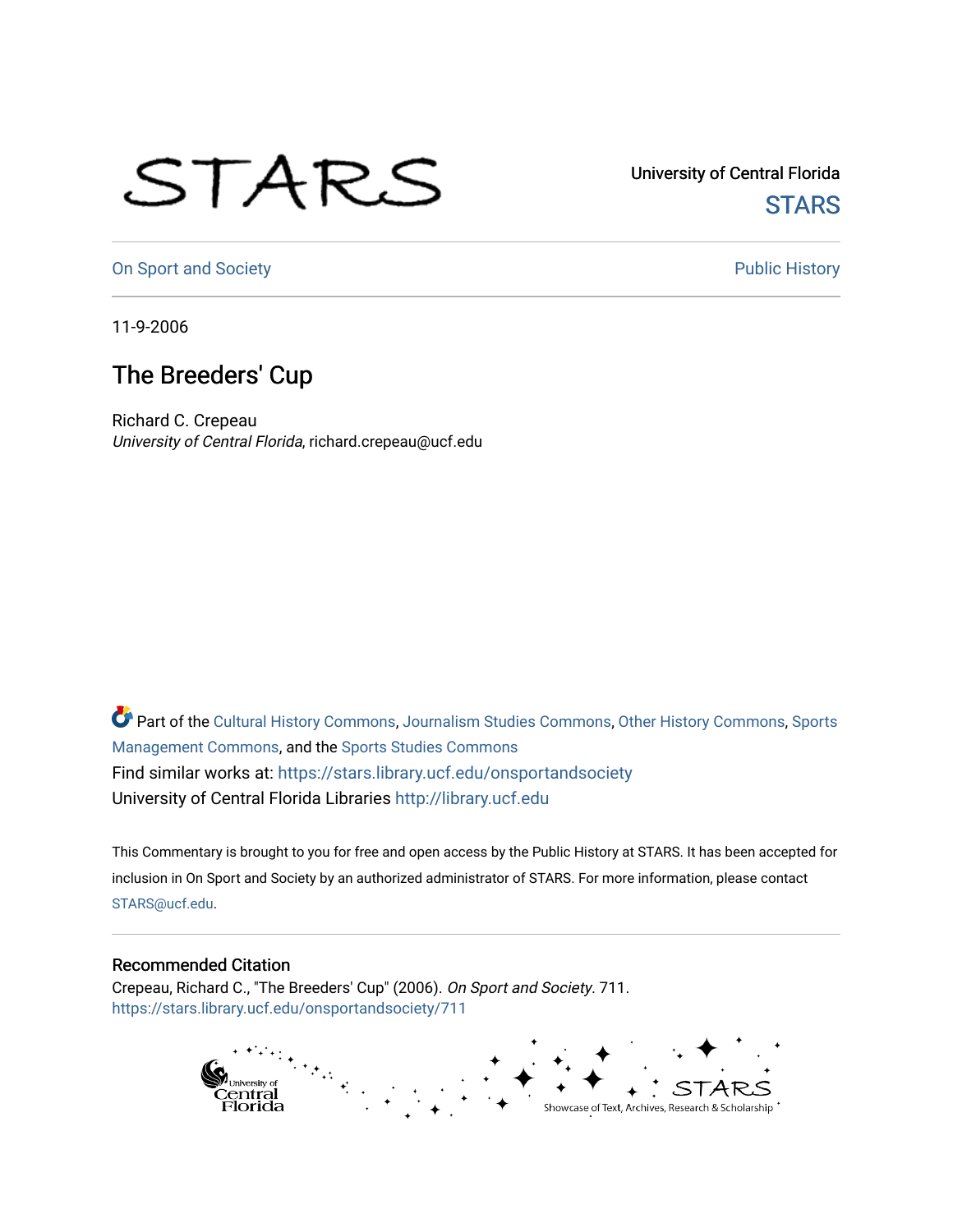University of Central Florida

STARS

On Sport and Society

Public History

11-9-2006

# The Breeders' Cup

Richard C. Crepeau
*University of Central Florida*, richard.crepeau@ucf.edu

Part of the Cultural History Commons, Journalism Studies Commons, Other History Commons, Sports Management Commons, and the Sports Studies Commons

Find similar works at: https://stars.library.ucf.edu/onsportandsociety

University of Central Florida Libraries http://library.ucf.edu

This Commentary is brought to you for free and open access by the Public History at STARS. It has been accepted for inclusion in On Sport and Society by an authorized administrator of STARS. For more information, please contact STARS@ucf.edu.

## Recommended Citation

Crepeau, Richard C., "The Breeders' Cup" (2006). *On Sport and Society*. 711.
https://stars.library.ucf.edu/onsportandsociety/711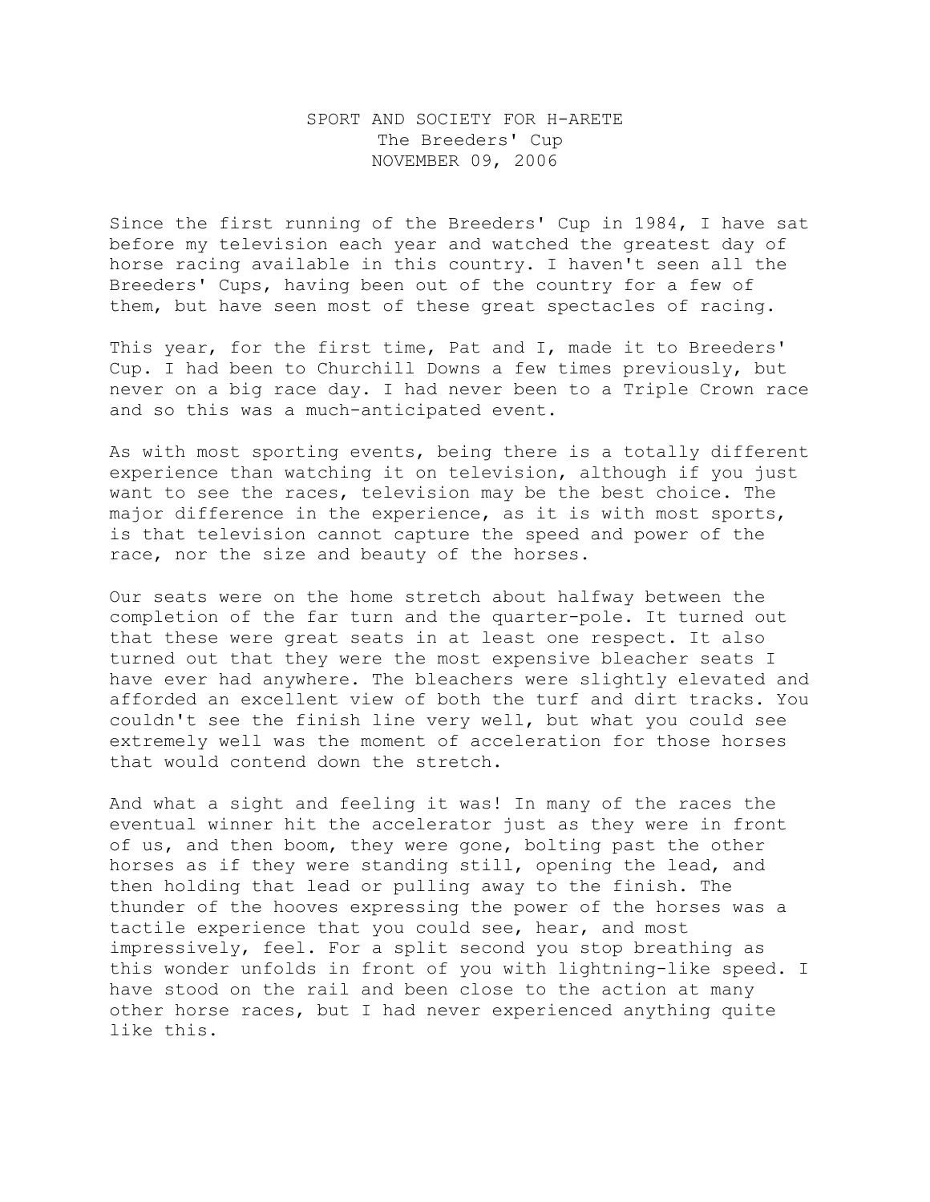SPORT AND SOCIETY FOR H-ARETE
The Breeders' Cup
NOVEMBER 09, 2006

Since the first running of the Breeders' Cup in 1984, I have sat before my television each year and watched the greatest day of horse racing available in this country. I haven't seen all the Breeders' Cups, having been out of the country for a few of them, but have seen most of these great spectacles of racing.

This year, for the first time, Pat and I, made it to Breeders' Cup. I had been to Churchill Downs a few times previously, but never on a big race day. I had never been to a Triple Crown race and so this was a much-anticipated event.

As with most sporting events, being there is a totally different experience than watching it on television, although if you just want to see the races, television may be the best choice. The major difference in the experience, as it is with most sports, is that television cannot capture the speed and power of the race, nor the size and beauty of the horses.

Our seats were on the home stretch about halfway between the completion of the far turn and the quarter-pole. It turned out that these were great seats in at least one respect. It also turned out that they were the most expensive bleacher seats I have ever had anywhere. The bleachers were slightly elevated and afforded an excellent view of both the turf and dirt tracks. You couldn't see the finish line very well, but what you could see extremely well was the moment of acceleration for those horses that would contend down the stretch.

And what a sight and feeling it was! In many of the races the eventual winner hit the accelerator just as they were in front of us, and then boom, they were gone, bolting past the other horses as if they were standing still, opening the lead, and then holding that lead or pulling away to the finish. The thunder of the hooves expressing the power of the horses was a tactile experience that you could see, hear, and most impressively, feel. For a split second you stop breathing as this wonder unfolds in front of you with lightning-like speed. I have stood on the rail and been close to the action at many other horse races, but I had never experienced anything quite like this.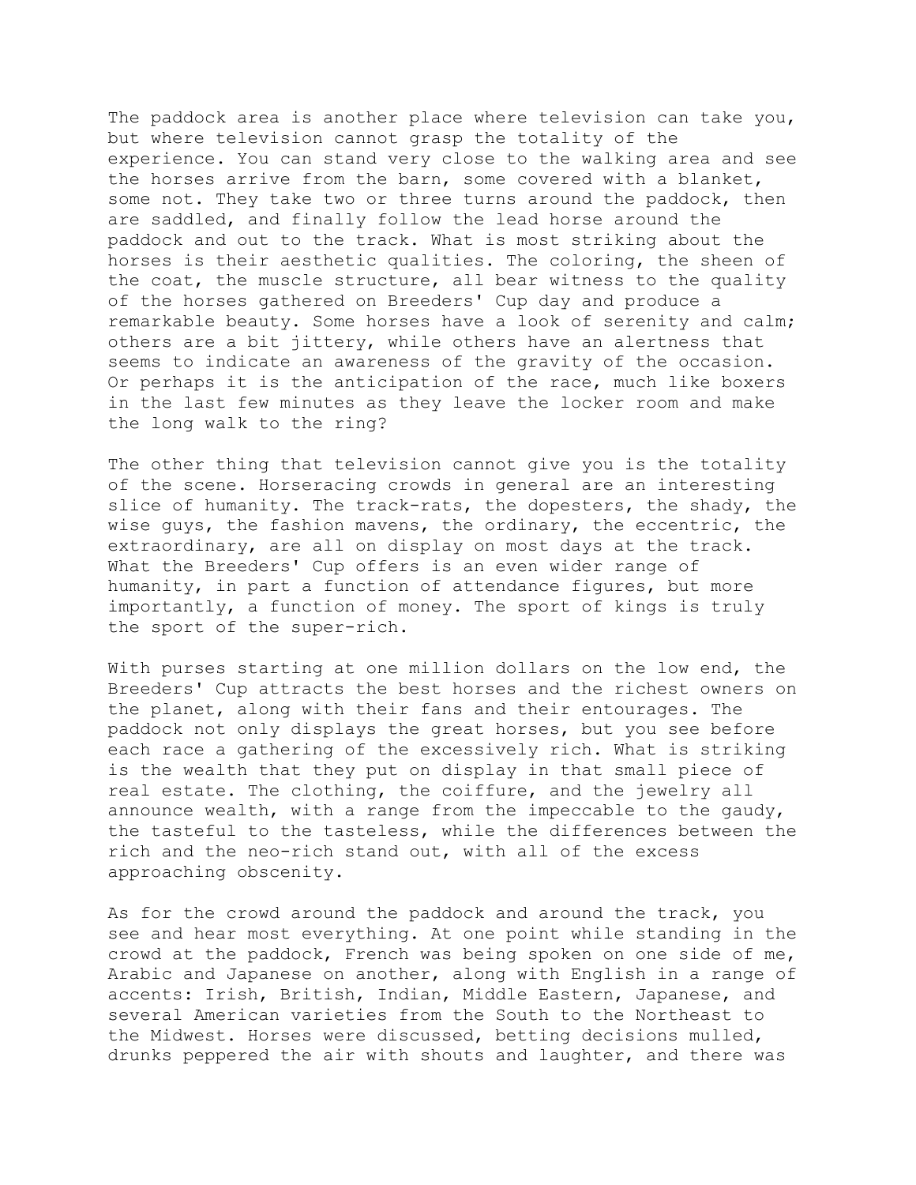The paddock area is another place where television can take you, but where television cannot grasp the totality of the experience. You can stand very close to the walking area and see the horses arrive from the barn, some covered with a blanket, some not. They take two or three turns around the paddock, then are saddled, and finally follow the lead horse around the paddock and out to the track. What is most striking about the horses is their aesthetic qualities. The coloring, the sheen of the coat, the muscle structure, all bear witness to the quality of the horses gathered on Breeders' Cup day and produce a remarkable beauty. Some horses have a look of serenity and calm; others are a bit jittery, while others have an alertness that seems to indicate an awareness of the gravity of the occasion. Or perhaps it is the anticipation of the race, much like boxers in the last few minutes as they leave the locker room and make the long walk to the ring?

The other thing that television cannot give you is the totality of the scene. Horseracing crowds in general are an interesting slice of humanity. The track-rats, the dopesters, the shady, the wise guys, the fashion mavens, the ordinary, the eccentric, the extraordinary, are all on display on most days at the track. What the Breeders' Cup offers is an even wider range of humanity, in part a function of attendance figures, but more importantly, a function of money. The sport of kings is truly the sport of the super-rich.

With purses starting at one million dollars on the low end, the Breeders' Cup attracts the best horses and the richest owners on the planet, along with their fans and their entourages. The paddock not only displays the great horses, but you see before each race a gathering of the excessively rich. What is striking is the wealth that they put on display in that small piece of real estate. The clothing, the coiffure, and the jewelry all announce wealth, with a range from the impeccable to the gaudy, the tasteful to the tasteless, while the differences between the rich and the neo-rich stand out, with all of the excess approaching obscenity.

As for the crowd around the paddock and around the track, you see and hear most everything. At one point while standing in the crowd at the paddock, French was being spoken on one side of me, Arabic and Japanese on another, along with English in a range of accents: Irish, British, Indian, Middle Eastern, Japanese, and several American varieties from the South to the Northeast to the Midwest. Horses were discussed, betting decisions mulled, drunks peppered the air with shouts and laughter, and there was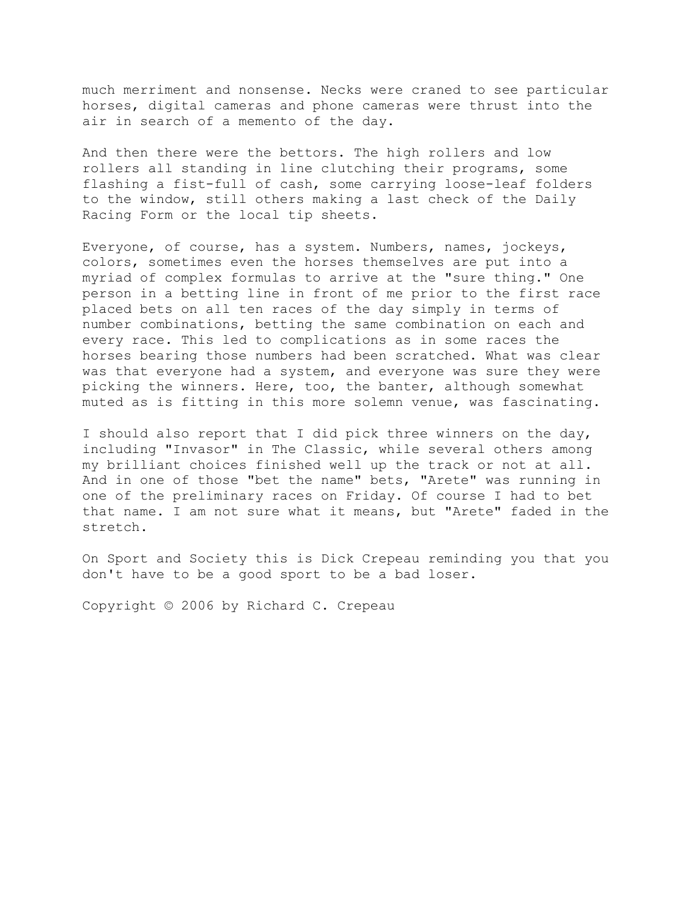much merriment and nonsense. Necks were craned to see particular horses, digital cameras and phone cameras were thrust into the air in search of a memento of the day.

And then there were the bettors. The high rollers and low rollers all standing in line clutching their programs, some flashing a fist-full of cash, some carrying loose-leaf folders to the window, still others making a last check of the Daily Racing Form or the local tip sheets.

Everyone, of course, has a system. Numbers, names, jockeys, colors, sometimes even the horses themselves are put into a myriad of complex formulas to arrive at the "sure thing." One person in a betting line in front of me prior to the first race placed bets on all ten races of the day simply in terms of number combinations, betting the same combination on each and every race. This led to complications as in some races the horses bearing those numbers had been scratched. What was clear was that everyone had a system, and everyone was sure they were picking the winners. Here, too, the banter, although somewhat muted as is fitting in this more solemn venue, was fascinating.

I should also report that I did pick three winners on the day, including "Invasor" in The Classic, while several others among my brilliant choices finished well up the track or not at all. And in one of those "bet the name" bets, "Arete" was running in one of the preliminary races on Friday. Of course I had to bet that name. I am not sure what it means, but "Arete" faded in the stretch.

On Sport and Society this is Dick Crepeau reminding you that you don't have to be a good sport to be a bad loser.

Copyright © 2006 by Richard C. Crepeau